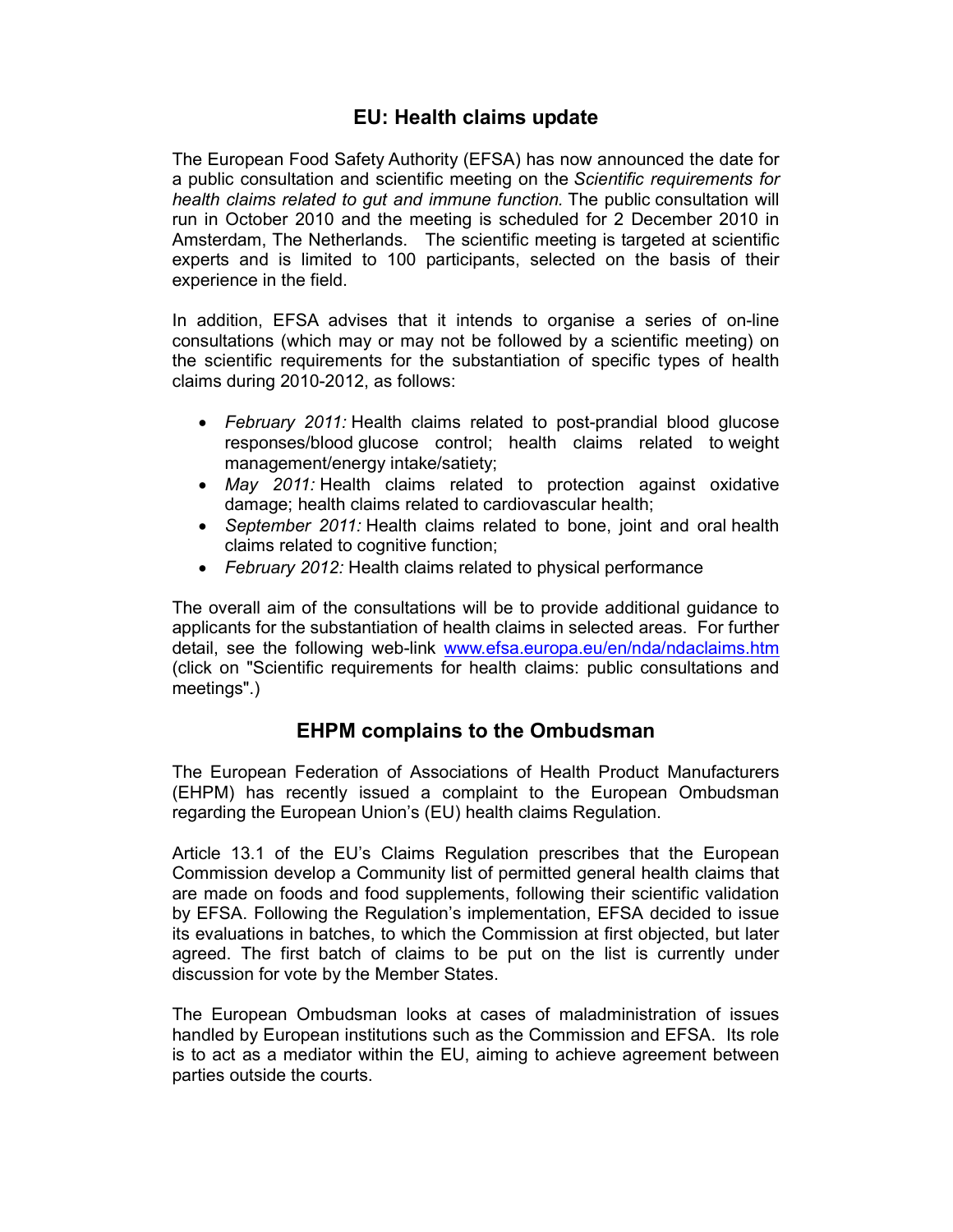## EU: Health claims update

The European Food Safety Authority (EFSA) has now announced the date for a public consultation and scientific meeting on the *Scientific requirements for health claims related to gut and immune function.* The public consultation will run in October 2010 and the meeting is scheduled for 2 December 2010 in Amsterdam, The Netherlands. The scientific meeting is targeted at scientific experts and is limited to 100 participants, selected on the basis of their experience in the field.

In addition, EFSA advises that it intends to organise a series of on-line consultations (which may or may not be followed by a scientific meeting) on the scientific requirements for the substantiation of specific types of health claims during 2010-2012, as follows:

- *February 2011:* Health claims related to post-prandial blood glucose responses/blood glucose control; health claims related to weight management/energy intake/satiety;
- *May 2011:* Health claims related to protection against oxidative damage; health claims related to cardiovascular health;
- *September 2011:* Health claims related to bone, joint and oral health claims related to cognitive function;
- *February 2012:* Health claims related to physical performance

The overall aim of the consultations will be to provide additional guidance to applicants for the substantiation of health claims in selected areas. For further detail, see the following web-link [www.efsa.europa.eu/en/nda/ndaclaims.htm](http://www.efsa.europa.eu/en/nda/ndaclaims.htm) (click on "Scientific requirements for health claims: public consultations and meetings".)

## EHPM complains to the Ombudsman

The European Federation of Associations of Health Product Manufacturers (EHPM) has recently issued a complaint to the European Ombudsman regarding the European Union's (EU) health claims Regulation.

Article 13.1 of the EU's Claims Regulation prescribes that the European Commission develop a Community list of permitted general health claims that are made on foods and food supplements, following their scientific validation by EFSA. Following the Regulation's implementation, EFSA decided to issue its evaluations in batches, to which the Commission at first objected, but later agreed. The first batch of claims to be put on the list is currently under discussion for vote by the Member States.

The European Ombudsman looks at cases of maladministration of issues handled by European institutions such as the Commission and EFSA. Its role is to act as a mediator within the EU, aiming to achieve agreement between parties outside the courts.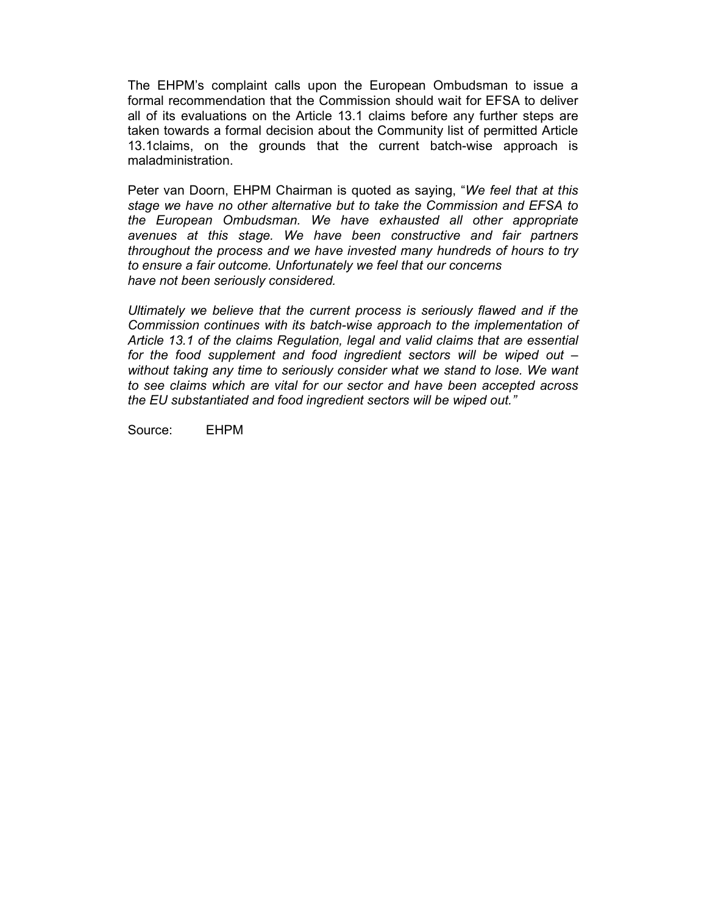The EHPM's complaint calls upon the European Ombudsman to issue a formal recommendation that the Commission should wait for EFSA to deliver all of its evaluations on the Article 13.1 claims before any further steps are taken towards a formal decision about the Community list of permitted Article 13.1claims, on the grounds that the current batch-wise approach is maladministration.

Peter van Doorn, EHPM Chairman is quoted as saying, "*We feel that at this stage we have no other alternative but to take the Commission and EFSA to the European Ombudsman. We have exhausted all other appropriate avenues at this stage. We have been constructive and fair partners throughout the process and we have invested many hundreds of hours to try to ensure a fair outcome. Unfortunately we feel that our concerns have not been seriously considered.*

*Ultimately we believe that the current process is seriously flawed and if the Commission continues with its batch-wise approach to the implementation of Article 13.1 of the claims Regulation, legal and valid claims that are essential for the food supplement and food ingredient sectors will be wiped out – without taking any time to seriously consider what we stand to lose. We want to see claims which are vital for our sector and have been accepted across the EU substantiated and food ingredient sectors will be wiped out."*

Source: EHPM